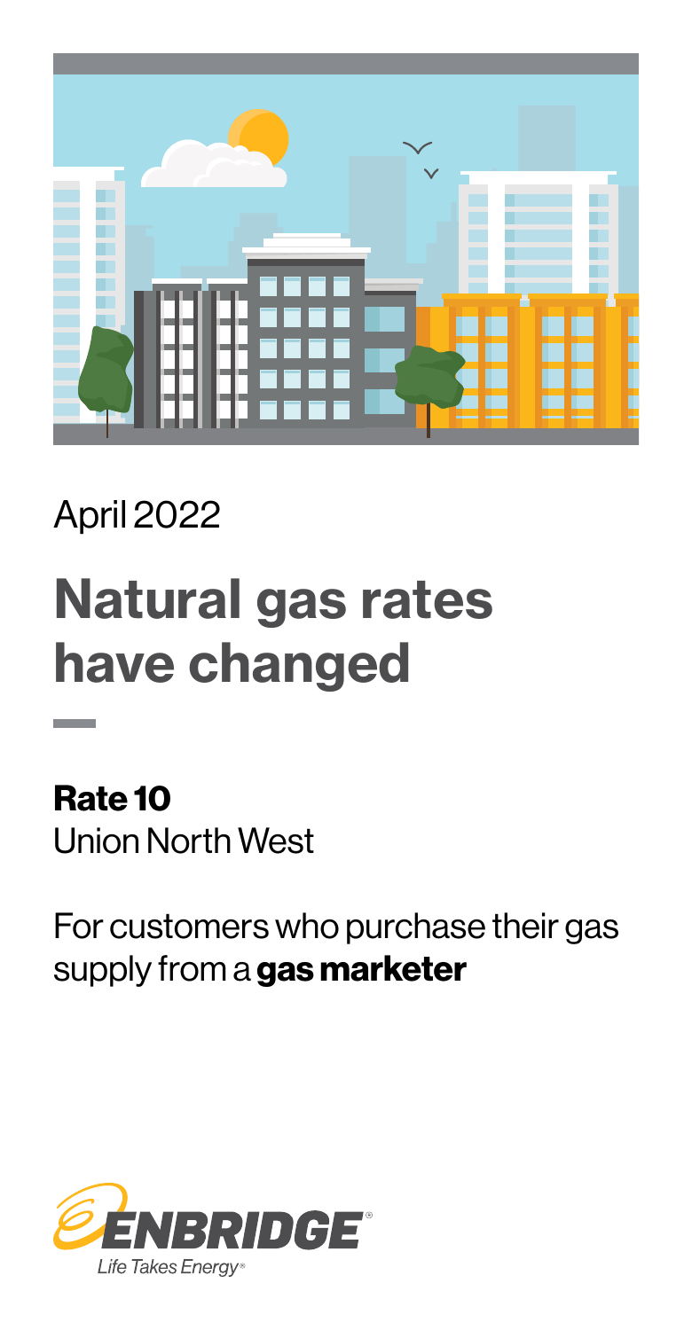April 2022

# Natural gas rates have changed

**Rate 10**
Union North West

For customers who purchase their gas supply from a **gas marketer**

ENBRIDGE®
Life Takes Energy®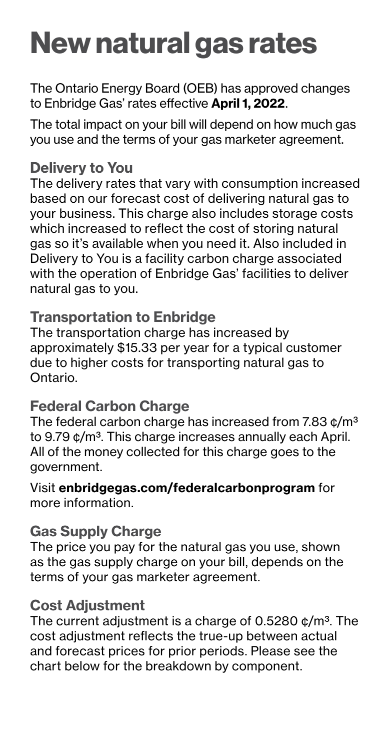# New natural gas rates

The Ontario Energy Board (OEB) has approved changes to Enbridge Gas' rates effective **April 1, 2022**.

The total impact on your bill will depend on how much gas you use and the terms of your gas marketer agreement.

### Delivery to You

The delivery rates that vary with consumption increased based on our forecast cost of delivering natural gas to your business. This charge also includes storage costs which increased to reflect the cost of storing natural gas so it's available when you need it. Also included in Delivery to You is a facility carbon charge associated with the operation of Enbridge Gas' facilities to deliver natural gas to you.

### Transportation to Enbridge

The transportation charge has increased by approximately $15.33 per year for a typical customer due to higher costs for transporting natural gas to Ontario.

### Federal Carbon Charge

The federal carbon charge has increased from 7.83 ¢/$m^3$ to 9.79 ¢/$m^3$. This charge increases annually each April. All of the money collected for this charge goes to the government.

Visit **enbridgegas.com/federalcarbonprogram** for more information.

### Gas Supply Charge

The price you pay for the natural gas you use, shown as the gas supply charge on your bill, depends on the terms of your gas marketer agreement.

### Cost Adjustment

The current adjustment is a charge of 0.5280 ¢/$m^3$. The cost adjustment reflects the true-up between actual and forecast prices for prior periods. Please see the chart below for the breakdown by component.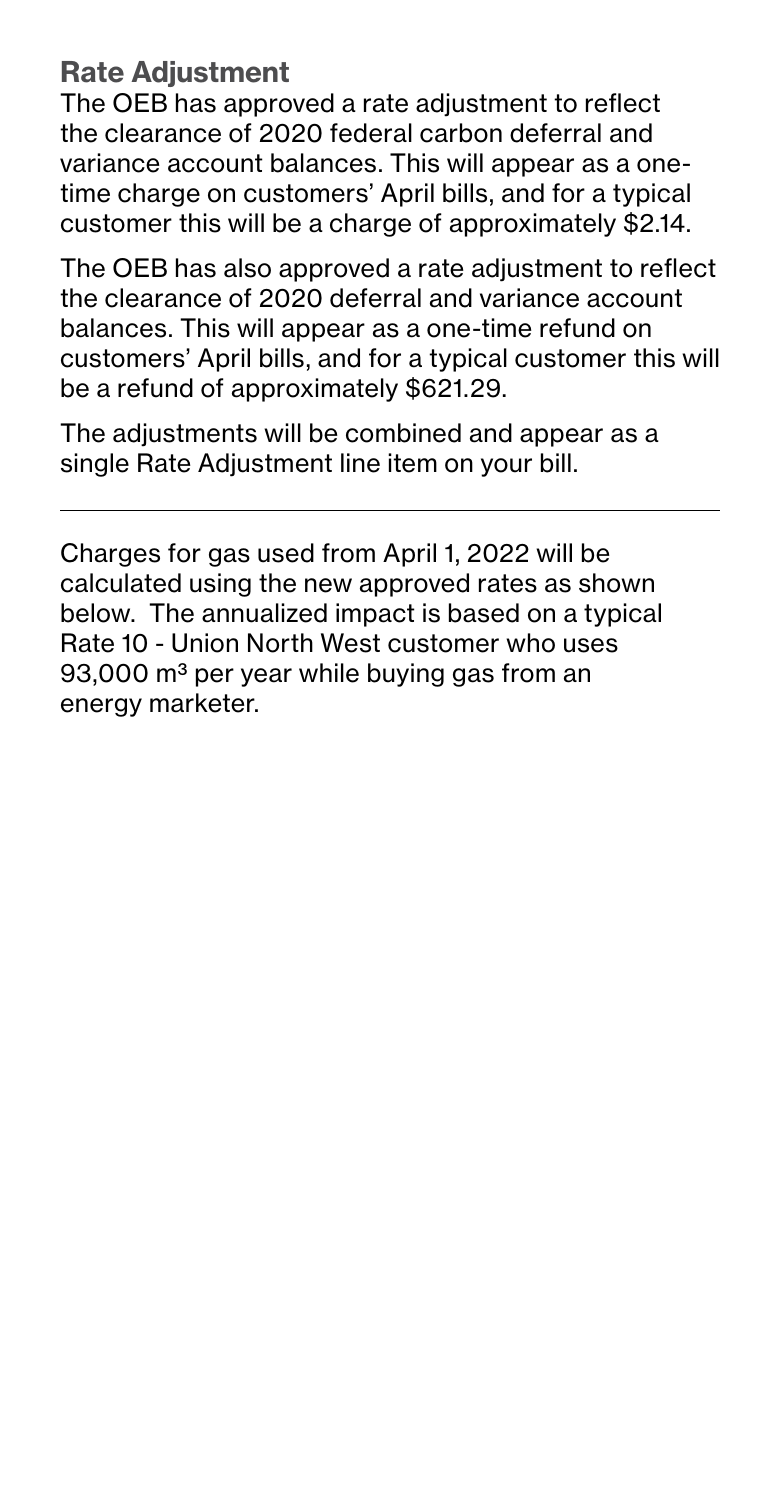## Rate Adjustment

The OEB has approved a rate adjustment to reflect the clearance of 2020 federal carbon deferral and variance account balances. This will appear as a one-time charge on customers' April bills, and for a typical customer this will be a charge of approximately $2.14.

The OEB has also approved a rate adjustment to reflect the clearance of 2020 deferral and variance account balances. This will appear as a one-time refund on customers' April bills, and for a typical customer this will be a refund of approximately $621.29.

The adjustments will be combined and appear as a single Rate Adjustment line item on your bill.

---

Charges for gas used from April 1, 2022 will be calculated using the new approved rates as shown below. The annualized impact is based on a typical Rate 10 - Union North West customer who uses 93,000 $m^3$ per year while buying gas from an energy marketer.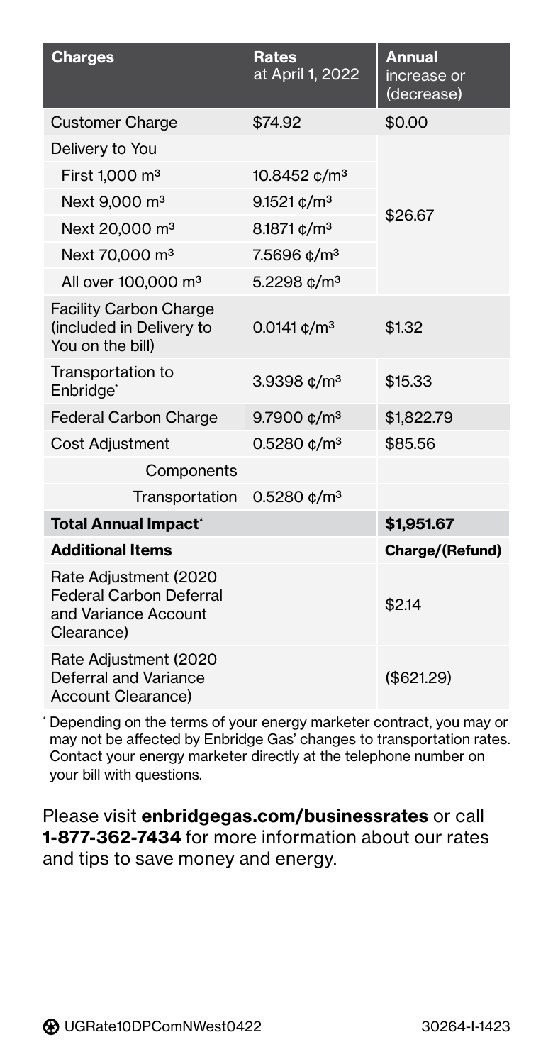| **Charges** | **Rates** at April 1, 2022 | **Annual** increase or (decrease) |
| --- | --- | --- |
| Customer Charge | $74.92 | $0.00 |
| Delivery to You | | |
| First 1,000 $m^3$ | 10.8452 ¢/$m^3$ | |
| Next 9,000 $m^3$ | 9.1521 ¢/$m^3$ | $26.67 |
| Next 20,000 $m^3$ | 8.1871 ¢/$m^3$ | |
| Next 70,000 $m^3$ | 7.5696 ¢/$m^3$ | |
| All over 100,000 $m^3$ | 5.2298 ¢/$m^3$ | |
| Facility Carbon Charge (included in Delivery to You on the bill) | 0.0141 ¢/$m^3$ | $1.32 |
| Transportation to Enbridge* | 3.9398 ¢/$m^3$ | $15.33 |
| Federal Carbon Charge | 9.7900 ¢/$m^3$ | $1,822.79 |
| Cost Adjustment | 0.5280 ¢/$m^3$ | $85.56 |
| Components | | |
| Transportation | 0.5280 ¢/$m^3$ | |
| **Total Annual Impact*** | | **$1,951.67** |
| **Additional Items** | | **Charge/(Refund)** |
| Rate Adjustment (2020 Federal Carbon Deferral and Variance Account Clearance) | | $2.14 |
| Rate Adjustment (2020 Deferral and Variance Account Clearance) | | ($621.29) |

* Depending on the terms of your energy marketer contract, you may or may not be affected by Enbridge Gas' changes to transportation rates. Contact your energy marketer directly at the telephone number on your bill with questions.

Please visit **enbridgegas.com/businessrates** or call **1-877-362-7434** for more information about our rates and tips to save money and energy.

UGRate10DPComNWest0422 30264-I-1423